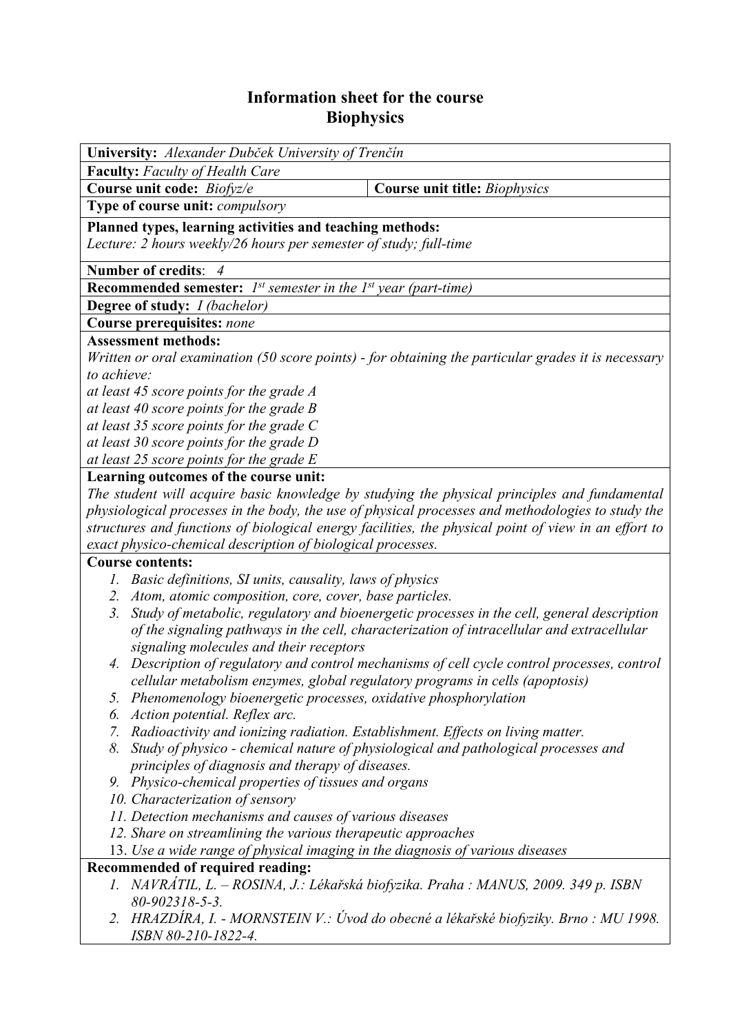# Information sheet for the course
# Biophysics

**University:** *Alexander Dubček University of Trenčín*

**Faculty:** *Faculty of Health Care*

| **Course unit code:** *Biofyz/e* | **Course unit title:** *Biophysics* |
|---|---|

**Type of course unit:** *compulsory*

**Planned types, learning activities and teaching methods:**
*Lecture: 2 hours weekly/26 hours per semester of study; full-time*

**Number of credits**: *4*

**Recommended semester:** *1st semester in the 1st year (part-time)*

**Degree of study:** *I (bachelor)*

**Course prerequisites:** *none*

**Assessment methods:**
*Written or oral examination (50 score points) - for obtaining the particular grades it is necessary to achieve:*
*at least 45 score points for the grade A*
*at least 40 score points for the grade B*
*at least 35 score points for the grade C*
*at least 30 score points for the grade D*
*at least 25 score points for the grade E*

**Learning outcomes of the course unit:**
*The student will acquire basic knowledge by studying the physical principles and fundamental physiological processes in the body, the use of physical processes and methodologies to study the structures and functions of biological energy facilities, the physical point of view in an effort to exact physico-chemical description of biological processes.*

**Course contents:**

1. *Basic definitions, SI units, causality, laws of physics*
2. *Atom, atomic composition, core, cover, base particles.*
3. *Study of metabolic, regulatory and bioenergetic processes in the cell, general description of the signaling pathways in the cell, characterization of intracellular and extracellular signaling molecules and their receptors*
4. *Description of regulatory and control mechanisms of cell cycle control processes, control cellular metabolism enzymes, global regulatory programs in cells (apoptosis)*
5. *Phenomenology bioenergetic processes, oxidative phosphorylation*
6. *Action potential. Reflex arc.*
7. *Radioactivity and ionizing radiation. Establishment. Effects on living matter.*
8. *Study of physico - chemical nature of physiological and pathological processes and principles of diagnosis and therapy of diseases.*
9. *Physico-chemical properties of tissues and organs*
10. *Characterization of sensory*
11. *Detection mechanisms and causes of various diseases*
12. *Share on streamlining the various therapeutic approaches*
13. *Use a wide range of physical imaging in the diagnosis of various diseases*

**Recommended of required reading:**

1. *NAVRÁTIL, L. – ROSINA, J.: Lékařská biofyzika. Praha : MANUS, 2009. 349 p. ISBN 80-902318-5-3.*
2. *HRAZDÍRA, I. - MORNSTEIN V.: Úvod do obecné a lékařské biofyziky. Brno : MU 1998. ISBN 80-210-1822-4.*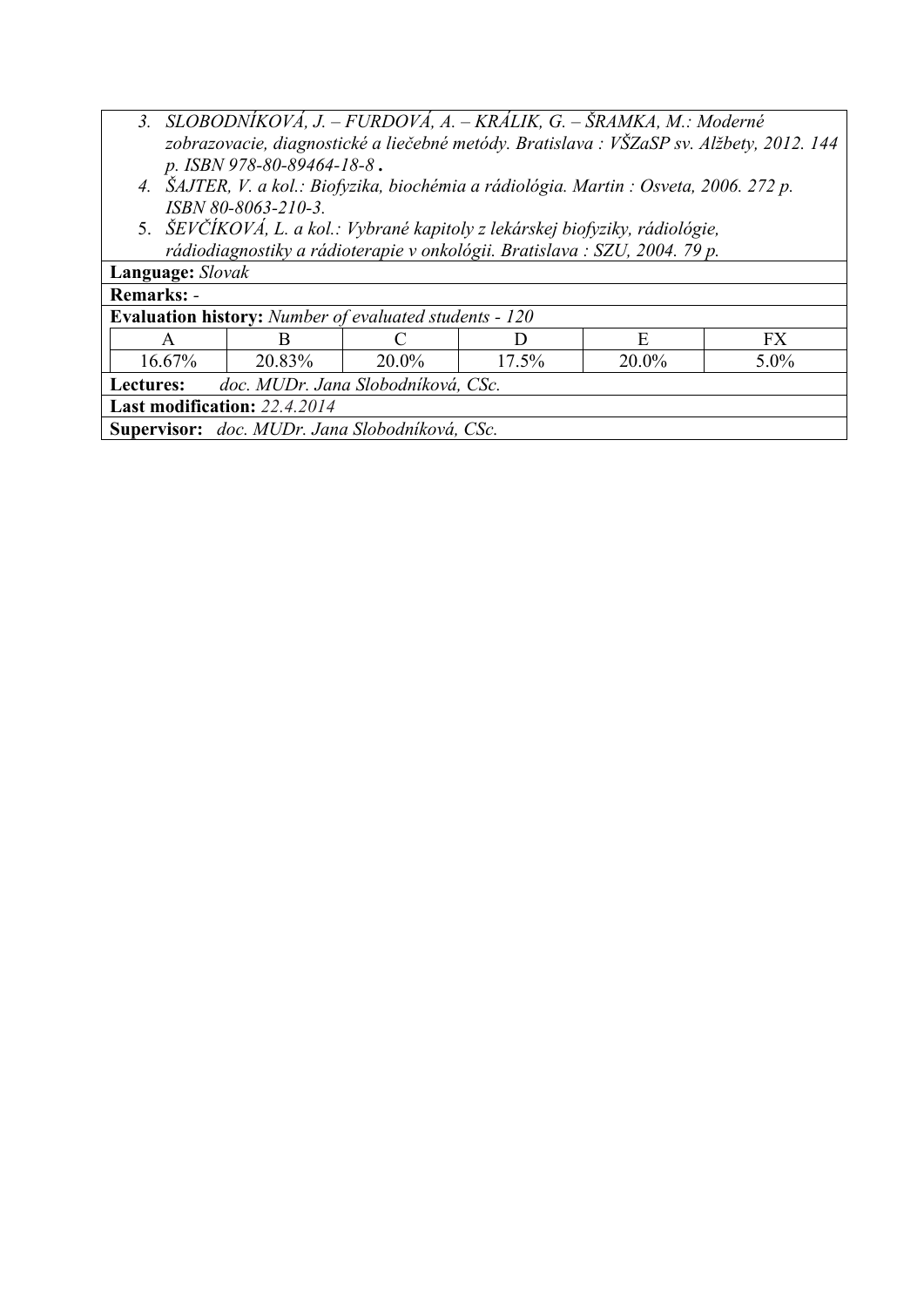3. *SLOBODNÍKOVÁ, J. – FURDOVÁ, A. – KRÁLIK, G. – ŠRAMKA, M.: Moderné zobrazovacie, diagnostické a liečebné metódy. Bratislava : VŠZaSP sv. Alžbety, 2012. 144 p. ISBN 978-80-89464-18-8* **.**
4. *ŠAJTER, V. a kol.: Biofyzika, biochémia a rádiológia. Martin : Osveta, 2006. 272 p. ISBN 80-8063-210-3.*
5. *ŠEVČÍKOVÁ, L. a kol.: Vybrané kapitoly z lekárskej biofyziky, rádiológie, rádiodiagnostiky a rádioterapie v onkológii. Bratislava : SZU, 2004. 79 p.*

**Language:** *Slovak*

**Remarks:** -

**Evaluation history:** *Number of evaluated students - 120*

| A | B | C | D | E | FX |
|---|---|---|---|---|---|
| 16.67% | 20.83% | 20.0% | 17.5% | 20.0% | 5.0% |

**Lectures:** *doc. MUDr. Jana Slobodníková, CSc.*

**Last modification:** *22.4.2014*

**Supervisor:** *doc. MUDr. Jana Slobodníková, CSc.*